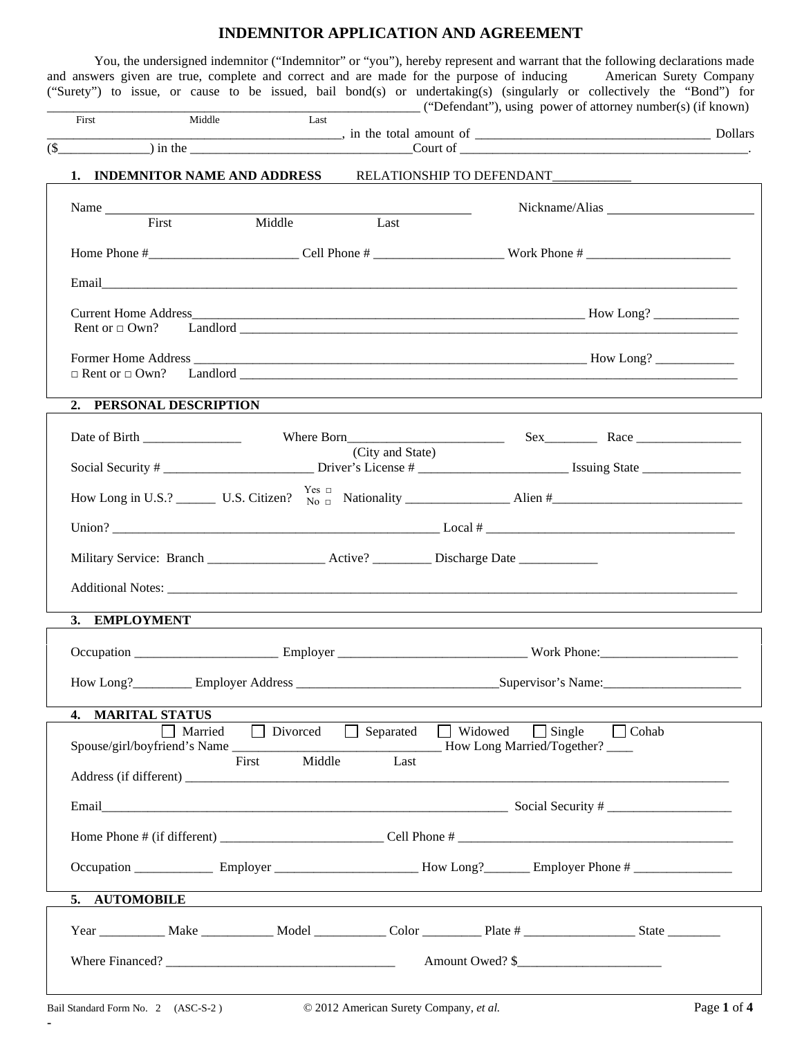# INDEMNITOR APPLICATION AND AGREEMENT

You, the undersigned indemnitor ("Indemnitor" or "you"), hereby represent and warrant that the following declarations made and answers given are true, complete and correct and are made for the purpose of inducing American Surety Company ("Surety") to issue, or cause to be issued, bail bond(s) or undertaking(s) (singularly or collectively the "Bond") for _______________________________________________________ ("Defendant"), using power of attorney number(s) (if known)
First Middle Last
_____________________________________________, in the total amount of ___________________________________ Dollars ($_____________) in the _________________________________Court of ___________________________________________.

## 1. INDEMNITOR NAME AND ADDRESS

RELATIONSHIP TO DEFENDANT____________

Name ______________________________________________________ Nickname/Alias ______________________
First Middle Last

Home Phone #______________________ Cell Phone # ___________________ Work Phone # _____________________

Email_______________________________________________________________________________________________

Current Home Address__________________________________________________________ How Long? _____________
Rent or □ Own? Landlord _______________________________________________________________________________

Former Home Address __________________________________________________________ How Long? ____________
□ Rent or □ Own? Landlord _______________________________________________________________________________

## 2. PERSONAL DESCRIPTION

Date of Birth _______________ Where Born________________________ Sex________ Race ________________
(City and State)
Social Security # _______________________ Driver's License # ______________________ Issuing State _______________

How Long in U.S.? ______ U.S. Citizen? Yes □ No □ Nationality _______________ Alien #_____________________________

Union? ___________________________________________________ Local # _______________________________________

Military Service: Branch _________________ Active? ________ Discharge Date ____________

Additional Notes: ___________________________________________________________________________________________

## 3. EMPLOYMENT

Occupation _____________________ Employer ____________________________ Work Phone:_____________________

How Long?_________ Employer Address ______________________________Supervisor's Name:_____________________

## 4. MARITAL STATUS

☐ Married ☐ Divorced ☐ Separated ☐ Widowed ☐ Single ☐ Cohab

Spouse/girl/boyfriend's Name ______________________________ How Long Married/Together? ____
First Middle Last

Address (if different) _________________________________________________________________________________

Email_______________________________________________________________ Social Security # ___________________

Home Phone # (if different) ________________________ Cell Phone # __________________________________________

Occupation ____________ Employer _____________________ How Long?_______ Employer Phone # _______________

## 5. AUTOMOBILE

Year __________ Make ___________ Model ___________ Color _________ Plate # _________________ State ________

Where Financed? __________________________________ Amount Owed? $______________________

Bail Standard Form No. 2 (ASC-S-2 ) © 2012 American Surety Company, *et al.*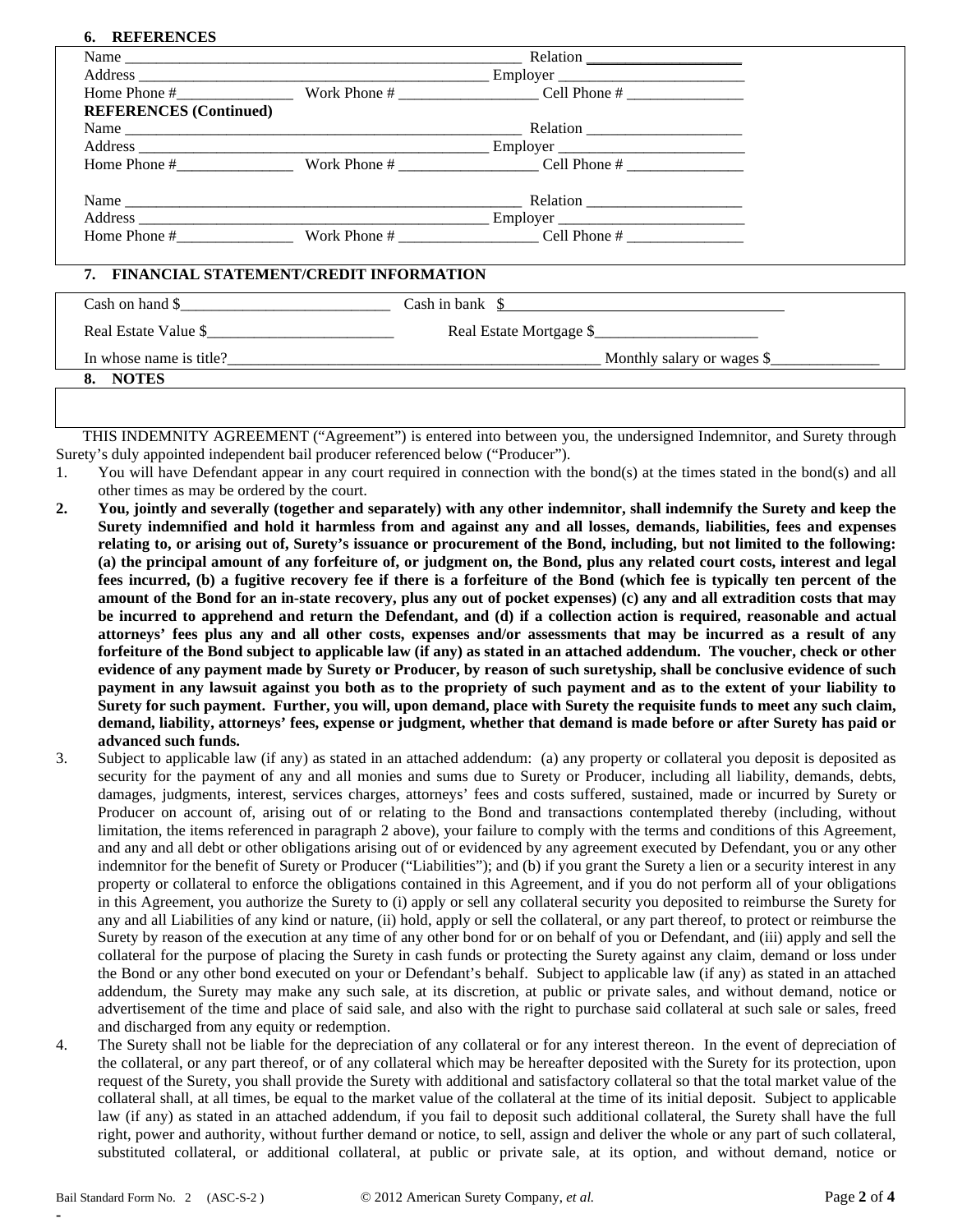## 6. REFERENCES

Name ______________________________________________________ Relation ____________________

Address _______________________________________________ Employer ________________________

Home Phone #_______________ Work Phone # __________________ Cell Phone # _______________

**REFERENCES (Continued)**

Name ______________________________________________________ Relation ____________________

Address _______________________________________________ Employer ________________________

Home Phone #_______________ Work Phone # __________________ Cell Phone # _______________

Name ______________________________________________________ Relation ____________________

Address _______________________________________________ Employer ________________________

Home Phone #_______________ Work Phone # __________________ Cell Phone # _______________

## 7. FINANCIAL STATEMENT/CREDIT INFORMATION

Cash on hand $___________________________ Cash in bank $___________________________________

Real Estate Value $_________________________ Real Estate Mortgage $_____________________

In whose name is title?_________________________________________________ Monthly salary or wages $______________

## 8. NOTES

THIS INDEMNITY AGREEMENT (“Agreement”) is entered into between you, the undersigned Indemnitor, and Surety through Surety’s duly appointed independent bail producer referenced below (“Producer”).

1. You will have Defendant appear in any court required in connection with the bond(s) at the times stated in the bond(s) and all other times as may be ordered by the court.

2. **You, jointly and severally (together and separately) with any other indemnitor, shall indemnify the Surety and keep the Surety indemnified and hold it harmless from and against any and all losses, demands, liabilities, fees and expenses relating to, or arising out of, Surety’s issuance or procurement of the Bond, including, but not limited to the following: (a) the principal amount of any forfeiture of, or judgment on, the Bond, plus any related court costs, interest and legal fees incurred, (b) a fugitive recovery fee if there is a forfeiture of the Bond (which fee is typically ten percent of the amount of the Bond for an in-state recovery, plus any out of pocket expenses) (c) any and all extradition costs that may be incurred to apprehend and return the Defendant, and (d) if a collection action is required, reasonable and actual attorneys’ fees plus any and all other costs, expenses and/or assessments that may be incurred as a result of any forfeiture of the Bond subject to applicable law (if any) as stated in an attached addendum. The voucher, check or other evidence of any payment made by Surety or Producer, by reason of such suretyship, shall be conclusive evidence of such payment in any lawsuit against you both as to the propriety of such payment and as to the extent of your liability to Surety for such payment. Further, you will, upon demand, place with Surety the requisite funds to meet any such claim, demand, liability, attorneys’ fees, expense or judgment, whether that demand is made before or after Surety has paid or advanced such funds.**

3. Subject to applicable law (if any) as stated in an attached addendum: (a) any property or collateral you deposit is deposited as security for the payment of any and all monies and sums due to Surety or Producer, including all liability, demands, debts, damages, judgments, interest, services charges, attorneys’ fees and costs suffered, sustained, made or incurred by Surety or Producer on account of, arising out of or relating to the Bond and transactions contemplated thereby (including, without limitation, the items referenced in paragraph 2 above), your failure to comply with the terms and conditions of this Agreement, and any and all debt or other obligations arising out of or evidenced by any agreement executed by Defendant, you or any other indemnitor for the benefit of Surety or Producer (“Liabilities”); and (b) if you grant the Surety a lien or a security interest in any property or collateral to enforce the obligations contained in this Agreement, and if you do not perform all of your obligations in this Agreement, you authorize the Surety to (i) apply or sell any collateral security you deposited to reimburse the Surety for any and all Liabilities of any kind or nature, (ii) hold, apply or sell the collateral, or any part thereof, to protect or reimburse the Surety by reason of the execution at any time of any other bond for or on behalf of you or Defendant, and (iii) apply and sell the collateral for the purpose of placing the Surety in cash funds or protecting the Surety against any claim, demand or loss under the Bond or any other bond executed on your or Defendant’s behalf. Subject to applicable law (if any) as stated in an attached addendum, the Surety may make any such sale, at its discretion, at public or private sales, and without demand, notice or advertisement of the time and place of said sale, and also with the right to purchase said collateral at such sale or sales, freed and discharged from any equity or redemption.

4. The Surety shall not be liable for the depreciation of any collateral or for any interest thereon. In the event of depreciation of the collateral, or any part thereof, or of any collateral which may be hereafter deposited with the Surety for its protection, upon request of the Surety, you shall provide the Surety with additional and satisfactory collateral so that the total market value of the collateral shall, at all times, be equal to the market value of the collateral at the time of its initial deposit. Subject to applicable law (if any) as stated in an attached addendum, if you fail to deposit such additional collateral, the Surety shall have the full right, power and authority, without further demand or notice, to sell, assign and deliver the whole or any part of such collateral, substituted collateral, or additional collateral, at public or private sale, at its option, and without demand, notice or

Bail Standard Form No. 2 (ASC-S-2 ) © 2012 American Surety Company, *et al.*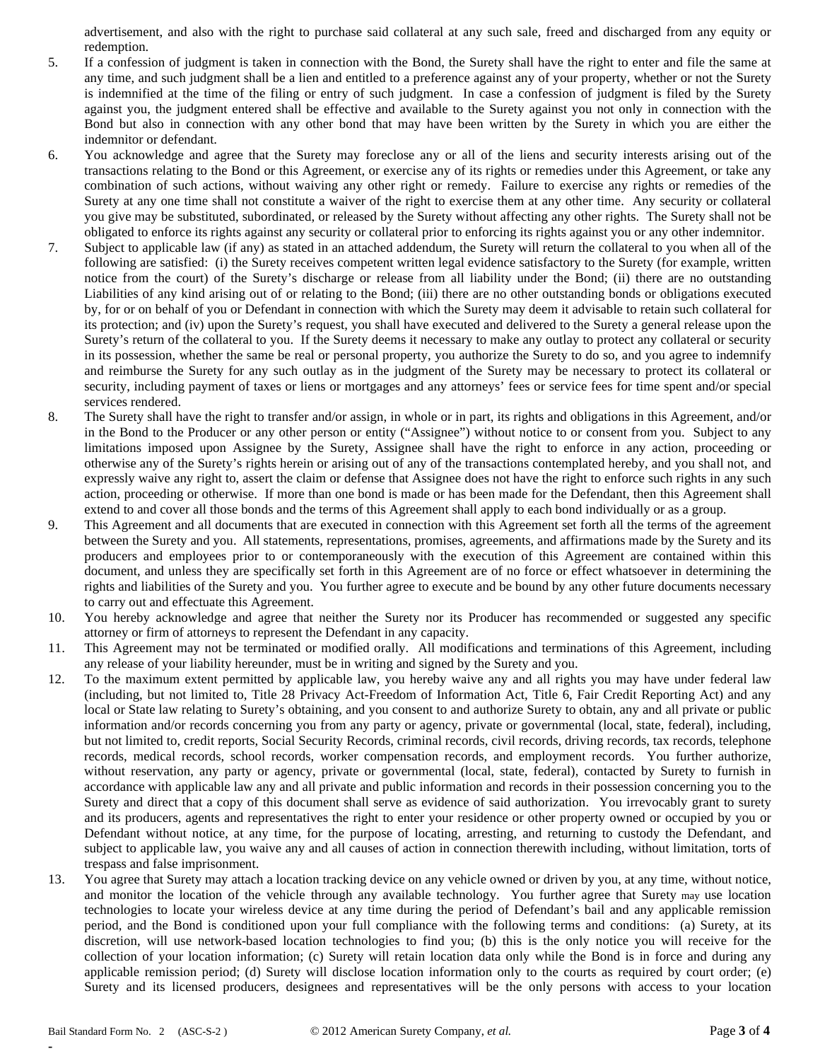advertisement, and also with the right to purchase said collateral at any such sale, freed and discharged from any equity or redemption.

5. If a confession of judgment is taken in connection with the Bond, the Surety shall have the right to enter and file the same at any time, and such judgment shall be a lien and entitled to a preference against any of your property, whether or not the Surety is indemnified at the time of the filing or entry of such judgment. In case a confession of judgment is filed by the Surety against you, the judgment entered shall be effective and available to the Surety against you not only in connection with the Bond but also in connection with any other bond that may have been written by the Surety in which you are either the indemnitor or defendant.

6. You acknowledge and agree that the Surety may foreclose any or all of the liens and security interests arising out of the transactions relating to the Bond or this Agreement, or exercise any of its rights or remedies under this Agreement, or take any combination of such actions, without waiving any other right or remedy. Failure to exercise any rights or remedies of the Surety at any one time shall not constitute a waiver of the right to exercise them at any other time. Any security or collateral you give may be substituted, subordinated, or released by the Surety without affecting any other rights. The Surety shall not be obligated to enforce its rights against any security or collateral prior to enforcing its rights against you or any other indemnitor.

7. Subject to applicable law (if any) as stated in an attached addendum, the Surety will return the collateral to you when all of the following are satisfied: (i) the Surety receives competent written legal evidence satisfactory to the Surety (for example, written notice from the court) of the Surety's discharge or release from all liability under the Bond; (ii) there are no outstanding Liabilities of any kind arising out of or relating to the Bond; (iii) there are no other outstanding bonds or obligations executed by, for or on behalf of you or Defendant in connection with which the Surety may deem it advisable to retain such collateral for its protection; and (iv) upon the Surety's request, you shall have executed and delivered to the Surety a general release upon the Surety's return of the collateral to you. If the Surety deems it necessary to make any outlay to protect any collateral or security in its possession, whether the same be real or personal property, you authorize the Surety to do so, and you agree to indemnify and reimburse the Surety for any such outlay as in the judgment of the Surety may be necessary to protect its collateral or security, including payment of taxes or liens or mortgages and any attorneys' fees or service fees for time spent and/or special services rendered.

8. The Surety shall have the right to transfer and/or assign, in whole or in part, its rights and obligations in this Agreement, and/or in the Bond to the Producer or any other person or entity ("Assignee") without notice to or consent from you. Subject to any limitations imposed upon Assignee by the Surety, Assignee shall have the right to enforce in any action, proceeding or otherwise any of the Surety's rights herein or arising out of any of the transactions contemplated hereby, and you shall not, and expressly waive any right to, assert the claim or defense that Assignee does not have the right to enforce such rights in any such action, proceeding or otherwise. If more than one bond is made or has been made for the Defendant, then this Agreement shall extend to and cover all those bonds and the terms of this Agreement shall apply to each bond individually or as a group.

9. This Agreement and all documents that are executed in connection with this Agreement set forth all the terms of the agreement between the Surety and you. All statements, representations, promises, agreements, and affirmations made by the Surety and its producers and employees prior to or contemporaneously with the execution of this Agreement are contained within this document, and unless they are specifically set forth in this Agreement are of no force or effect whatsoever in determining the rights and liabilities of the Surety and you. You further agree to execute and be bound by any other future documents necessary to carry out and effectuate this Agreement.

10. You hereby acknowledge and agree that neither the Surety nor its Producer has recommended or suggested any specific attorney or firm of attorneys to represent the Defendant in any capacity.

11. This Agreement may not be terminated or modified orally. All modifications and terminations of this Agreement, including any release of your liability hereunder, must be in writing and signed by the Surety and you.

12. To the maximum extent permitted by applicable law, you hereby waive any and all rights you may have under federal law (including, but not limited to, Title 28 Privacy Act-Freedom of Information Act, Title 6, Fair Credit Reporting Act) and any local or State law relating to Surety's obtaining, and you consent to and authorize Surety to obtain, any and all private or public information and/or records concerning you from any party or agency, private or governmental (local, state, federal), including, but not limited to, credit reports, Social Security Records, criminal records, civil records, driving records, tax records, telephone records, medical records, school records, worker compensation records, and employment records. You further authorize, without reservation, any party or agency, private or governmental (local, state, federal), contacted by Surety to furnish in accordance with applicable law any and all private and public information and records in their possession concerning you to the Surety and direct that a copy of this document shall serve as evidence of said authorization. You irrevocably grant to surety and its producers, agents and representatives the right to enter your residence or other property owned or occupied by you or Defendant without notice, at any time, for the purpose of locating, arresting, and returning to custody the Defendant, and subject to applicable law, you waive any and all causes of action in connection therewith including, without limitation, torts of trespass and false imprisonment.

13. You agree that Surety may attach a location tracking device on any vehicle owned or driven by you, at any time, without notice, and monitor the location of the vehicle through any available technology. You further agree that Surety may use location technologies to locate your wireless device at any time during the period of Defendant's bail and any applicable remission period, and the Bond is conditioned upon your full compliance with the following terms and conditions: (a) Surety, at its discretion, will use network-based location technologies to find you; (b) this is the only notice you will receive for the collection of your location information; (c) Surety will retain location data only while the Bond is in force and during any applicable remission period; (d) Surety will disclose location information only to the courts as required by court order; (e) Surety and its licensed producers, designees and representatives will be the only persons with access to your location

Bail Standard Form No. 2 (ASC-S-2 ) © 2012 American Surety Company, *et al.*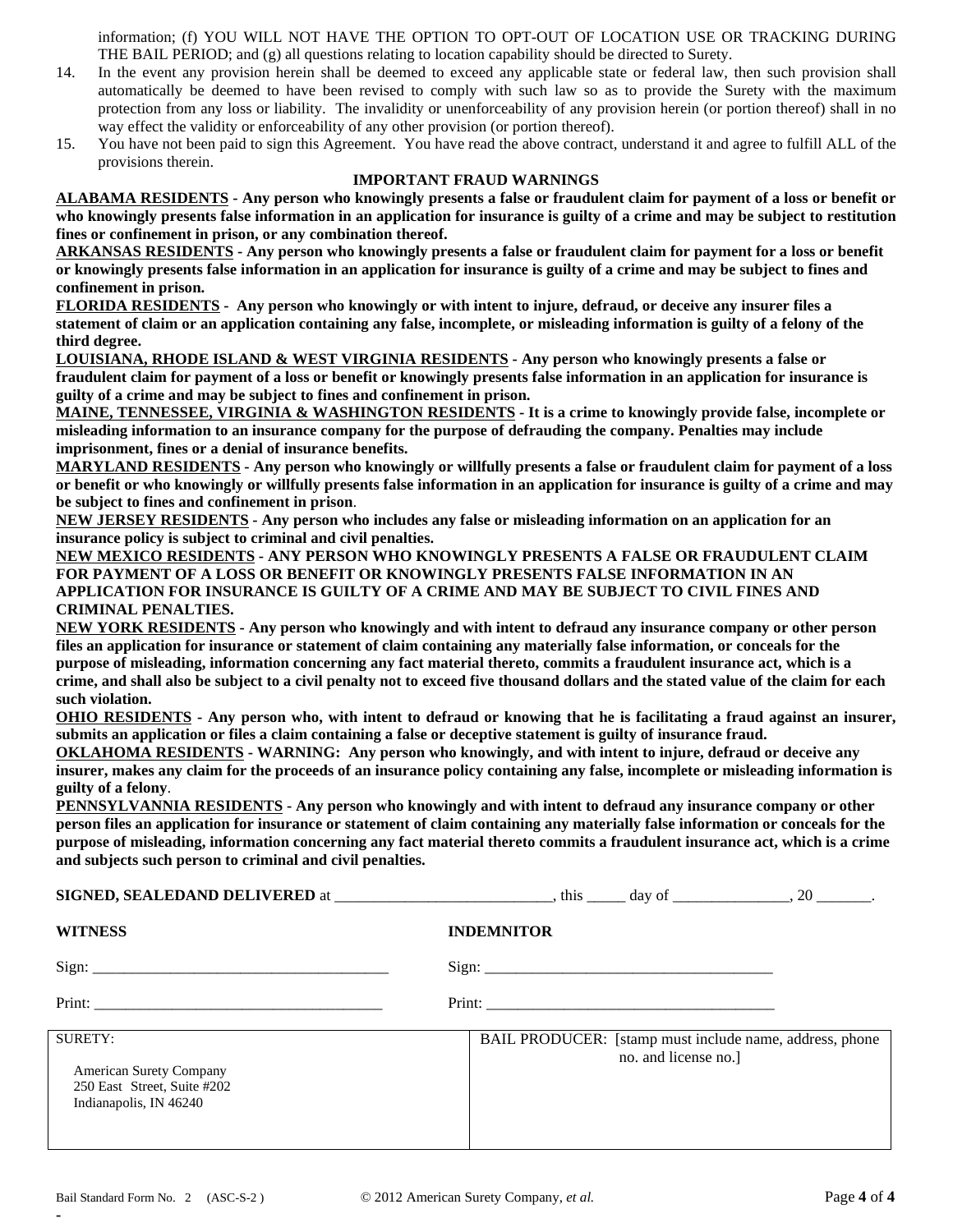information; (f) YOU WILL NOT HAVE THE OPTION TO OPT-OUT OF LOCATION USE OR TRACKING DURING THE BAIL PERIOD; and (g) all questions relating to location capability should be directed to Surety.

14. In the event any provision herein shall be deemed to exceed any applicable state or federal law, then such provision shall automatically be deemed to have been revised to comply with such law so as to provide the Surety with the maximum protection from any loss or liability. The invalidity or unenforceability of any provision herein (or portion thereof) shall in no way effect the validity or enforceability of any other provision (or portion thereof).
15. You have not been paid to sign this Agreement. You have read the above contract, understand it and agree to fulfill ALL of the provisions therein.

**IMPORTANT FRAUD WARNINGS**

**ALABAMA RESIDENTS - Any person who knowingly presents a false or fraudulent claim for payment of a loss or benefit or who knowingly presents false information in an application for insurance is guilty of a crime and may be subject to restitution fines or confinement in prison, or any combination thereof.**

**ARKANSAS RESIDENTS - Any person who knowingly presents a false or fraudulent claim for payment for a loss or benefit or knowingly presents false information in an application for insurance is guilty of a crime and may be subject to fines and confinement in prison.**

**FLORIDA RESIDENTS - Any person who knowingly or with intent to injure, defraud, or deceive any insurer files a statement of claim or an application containing any false, incomplete, or misleading information is guilty of a felony of the third degree.**

**LOUISIANA, RHODE ISLAND & WEST VIRGINIA RESIDENTS - Any person who knowingly presents a false or fraudulent claim for payment of a loss or benefit or knowingly presents false information in an application for insurance is guilty of a crime and may be subject to fines and confinement in prison.**

**MAINE, TENNESSEE, VIRGINIA & WASHINGTON RESIDENTS - It is a crime to knowingly provide false, incomplete or misleading information to an insurance company for the purpose of defrauding the company. Penalties may include imprisonment, fines or a denial of insurance benefits.**

**MARYLAND RESIDENTS - Any person who knowingly or willfully presents a false or fraudulent claim for payment of a loss or benefit or who knowingly or willfully presents false information in an application for insurance is guilty of a crime and may be subject to fines and confinement in prison.**

**NEW JERSEY RESIDENTS - Any person who includes any false or misleading information on an application for an insurance policy is subject to criminal and civil penalties.**

**NEW MEXICO RESIDENTS - ANY PERSON WHO KNOWINGLY PRESENTS A FALSE OR FRAUDULENT CLAIM FOR PAYMENT OF A LOSS OR BENEFIT OR KNOWINGLY PRESENTS FALSE INFORMATION IN AN APPLICATION FOR INSURANCE IS GUILTY OF A CRIME AND MAY BE SUBJECT TO CIVIL FINES AND CRIMINAL PENALTIES.**

**NEW YORK RESIDENTS - Any person who knowingly and with intent to defraud any insurance company or other person files an application for insurance or statement of claim containing any materially false information, or conceals for the purpose of misleading, information concerning any fact material thereto, commits a fraudulent insurance act, which is a crime, and shall also be subject to a civil penalty not to exceed five thousand dollars and the stated value of the claim for each such violation.**

**OHIO RESIDENTS - Any person who, with intent to defraud or knowing that he is facilitating a fraud against an insurer, submits an application or files a claim containing a false or deceptive statement is guilty of insurance fraud.**

**OKLAHOMA RESIDENTS - WARNING: Any person who knowingly, and with intent to injure, defraud or deceive any insurer, makes any claim for the proceeds of an insurance policy containing any false, incomplete or misleading information is guilty of a felony.**

**PENNSYLVANNIA RESIDENTS - Any person who knowingly and with intent to defraud any insurance company or other person files an application for insurance or statement of claim containing any materially false information or conceals for the purpose of misleading, information concerning any fact material thereto commits a fraudulent insurance act, which is a crime and subjects such person to criminal and civil penalties.**

**SIGNED, SEALEDAND DELIVERED** at ____________________________, this _____ day of _______________, 20 _______.

| **WITNESS** | **INDEMNITOR** |
|---|---|
| Sign: ______________________________________ | Sign: ______________________________________ |
| Print: ______________________________________ | Print: ______________________________________ |

| SURETY: | BAIL PRODUCER: [stamp must include name, address, phone no. and license no.] |
|---|---|
| American Surety Company<br>250 East Street, Suite #202<br>Indianapolis, IN 46240 | |

Bail Standard Form No. 2 (ASC-S-2 ) © 2012 American Surety Company, *et al.*